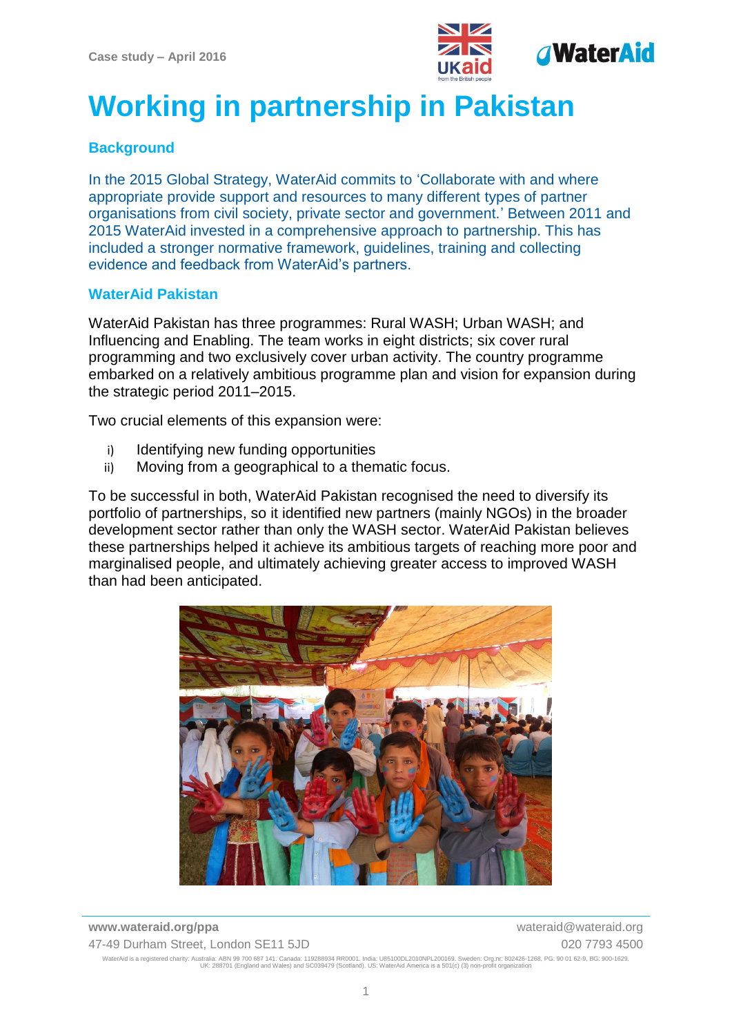Case study – April 2016

# Working in partnership in Pakistan

## Background

In the 2015 Global Strategy, WaterAid commits to 'Collaborate with and where appropriate provide support and resources to many different types of partner organisations from civil society, private sector and government.' Between 2011 and 2015 WaterAid invested in a comprehensive approach to partnership. This has included a stronger normative framework, guidelines, training and collecting evidence and feedback from WaterAid's partners.

## WaterAid Pakistan

WaterAid Pakistan has three programmes: Rural WASH; Urban WASH; and Influencing and Enabling. The team works in eight districts; six cover rural programming and two exclusively cover urban activity. The country programme embarked on a relatively ambitious programme plan and vision for expansion during the strategic period 2011–2015.

Two crucial elements of this expansion were:

i) Identifying new funding opportunities
ii) Moving from a geographical to a thematic focus.

To be successful in both, WaterAid Pakistan recognised the need to diversify its portfolio of partnerships, so it identified new partners (mainly NGOs) in the broader development sector rather than only the WASH sector. WaterAid Pakistan believes these partnerships helped it achieve its ambitious targets of reaching more poor and marginalised people, and ultimately achieving greater access to improved WASH than had been anticipated.

**www.wateraid.org/ppa** wateraid@wateraid.org
47-49 Durham Street, London SE11 5JD 020 7793 4500

WaterAid is a registered charity: Australia: ABN 99 700 687 141. Canada: 119288934 RR0001. India: U85100DL2010NPL200169. Sweden: Org.nr: 802426-1268, PG: 90 01 62-9, BG: 900-1629. UK: 288701 (England and Wales) and SC039479 (Scotland). US: WaterAid America is a 501(c) (3) non-profit organization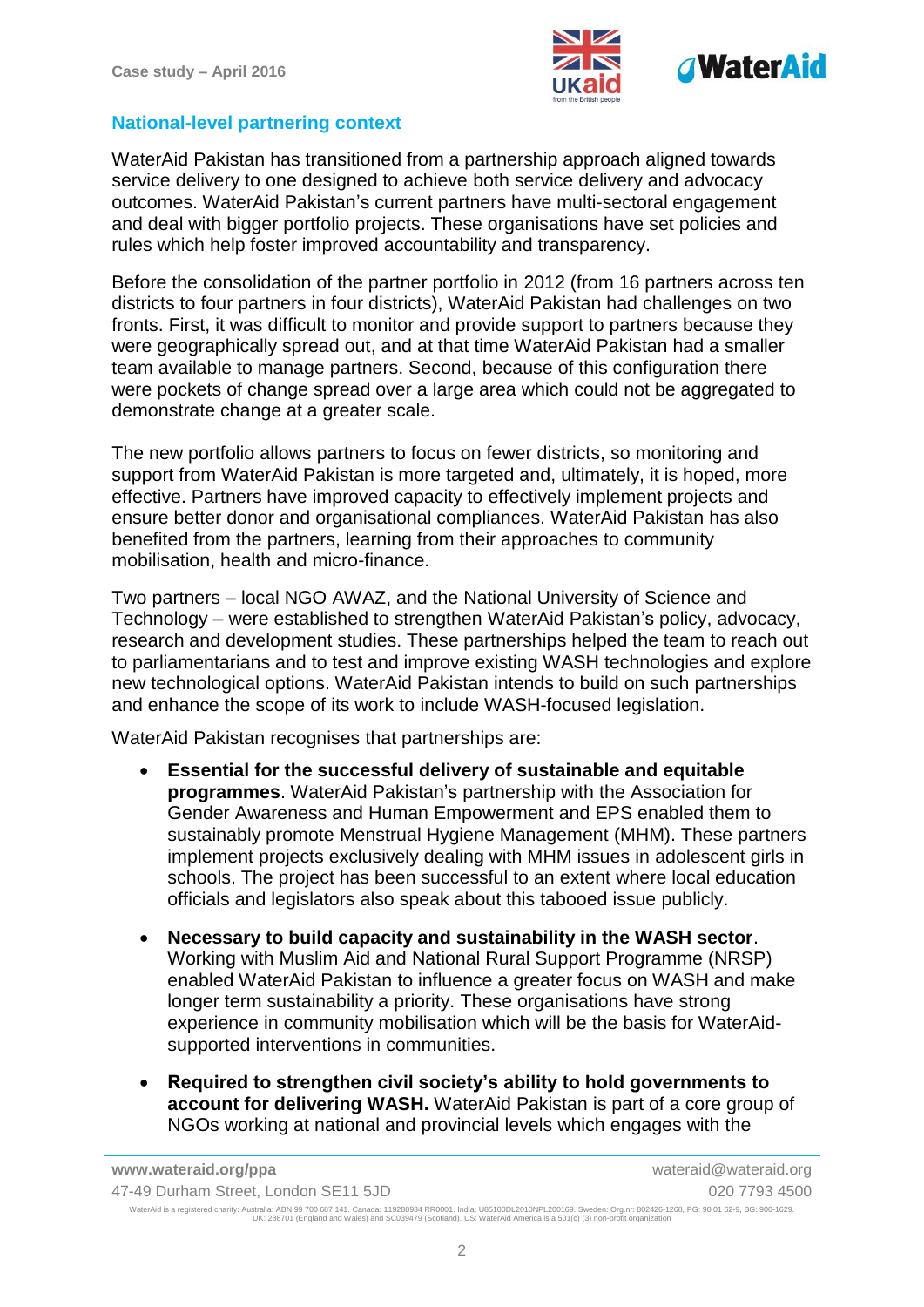## National-level partnering context

WaterAid Pakistan has transitioned from a partnership approach aligned towards service delivery to one designed to achieve both service delivery and advocacy outcomes. WaterAid Pakistan's current partners have multi-sectoral engagement and deal with bigger portfolio projects. These organisations have set policies and rules which help foster improved accountability and transparency.

Before the consolidation of the partner portfolio in 2012 (from 16 partners across ten districts to four partners in four districts), WaterAid Pakistan had challenges on two fronts. First, it was difficult to monitor and provide support to partners because they were geographically spread out, and at that time WaterAid Pakistan had a smaller team available to manage partners. Second, because of this configuration there were pockets of change spread over a large area which could not be aggregated to demonstrate change at a greater scale.

The new portfolio allows partners to focus on fewer districts, so monitoring and support from WaterAid Pakistan is more targeted and, ultimately, it is hoped, more effective. Partners have improved capacity to effectively implement projects and ensure better donor and organisational compliances. WaterAid Pakistan has also benefited from the partners, learning from their approaches to community mobilisation, health and micro-finance.

Two partners – local NGO AWAZ, and the National University of Science and Technology – were established to strengthen WaterAid Pakistan's policy, advocacy, research and development studies. These partnerships helped the team to reach out to parliamentarians and to test and improve existing WASH technologies and explore new technological options. WaterAid Pakistan intends to build on such partnerships and enhance the scope of its work to include WASH-focused legislation.

WaterAid Pakistan recognises that partnerships are:

- **Essential for the successful delivery of sustainable and equitable programmes**. WaterAid Pakistan's partnership with the Association for Gender Awareness and Human Empowerment and EPS enabled them to sustainably promote Menstrual Hygiene Management (MHM). These partners implement projects exclusively dealing with MHM issues in adolescent girls in schools. The project has been successful to an extent where local education officials and legislators also speak about this tabooed issue publicly.
- **Necessary to build capacity and sustainability in the WASH sector**. Working with Muslim Aid and National Rural Support Programme (NRSP) enabled WaterAid Pakistan to influence a greater focus on WASH and make longer term sustainability a priority. These organisations have strong experience in community mobilisation which will be the basis for WaterAid-supported interventions in communities.
- **Required to strengthen civil society's ability to hold governments to account for delivering WASH.** WaterAid Pakistan is part of a core group of NGOs working at national and provincial levels which engages with the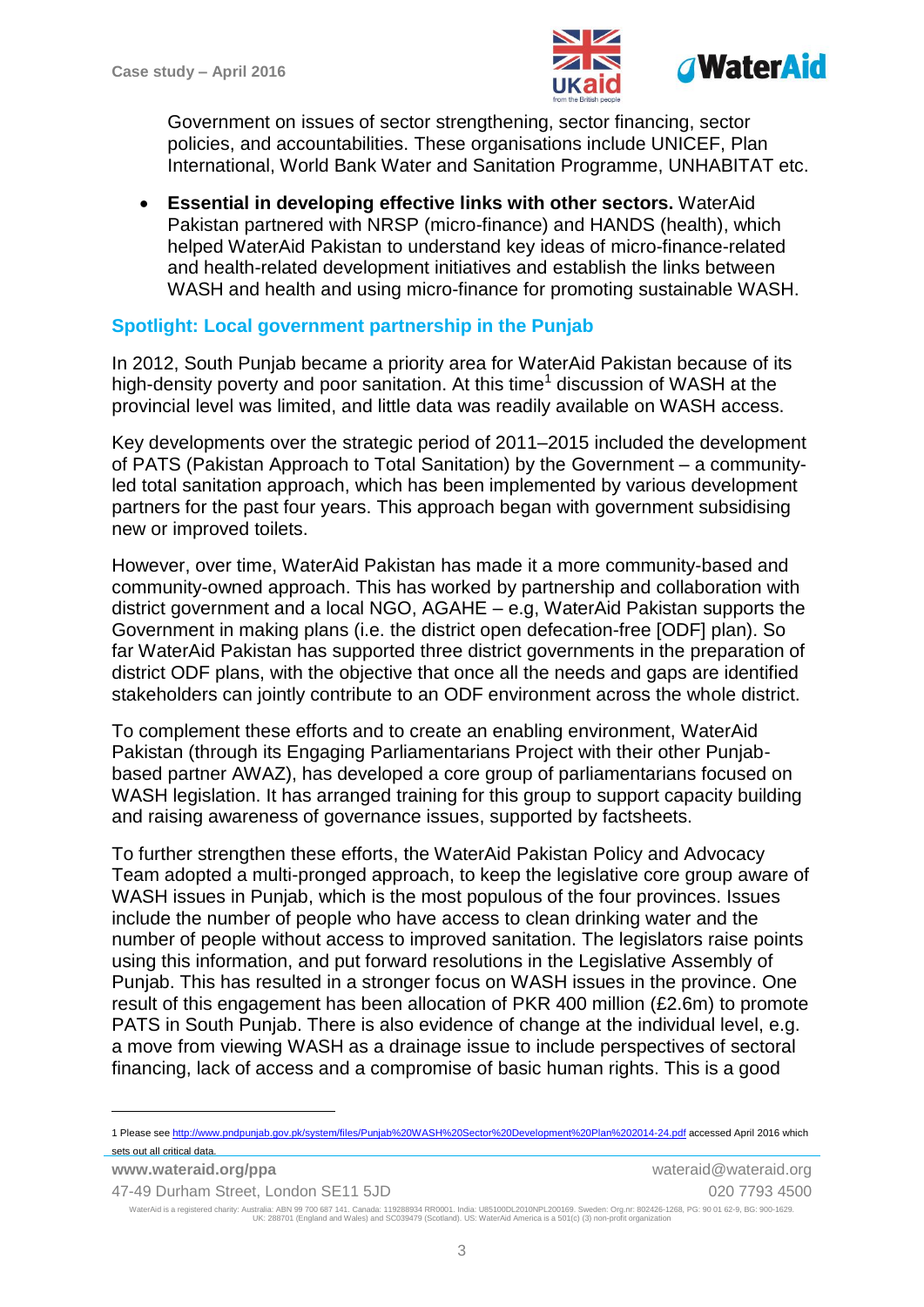Government on issues of sector strengthening, sector financing, sector policies, and accountabilities. These organisations include UNICEF, Plan International, World Bank Water and Sanitation Programme, UNHABITAT etc.

- **Essential in developing effective links with other sectors.** WaterAid Pakistan partnered with NRSP (micro-finance) and HANDS (health), which helped WaterAid Pakistan to understand key ideas of micro-finance-related and health-related development initiatives and establish the links between WASH and health and using micro-finance for promoting sustainable WASH.

## Spotlight: Local government partnership in the Punjab

In 2012, South Punjab became a priority area for WaterAid Pakistan because of its high-density poverty and poor sanitation. At this time[1] discussion of WASH at the provincial level was limited, and little data was readily available on WASH access.

Key developments over the strategic period of 2011–2015 included the development of PATS (Pakistan Approach to Total Sanitation) by the Government – a community-led total sanitation approach, which has been implemented by various development partners for the past four years. This approach began with government subsidising new or improved toilets.

However, over time, WaterAid Pakistan has made it a more community-based and community-owned approach. This has worked by partnership and collaboration with district government and a local NGO, AGAHE – e.g, WaterAid Pakistan supports the Government in making plans (i.e. the district open defecation-free [ODF] plan). So far WaterAid Pakistan has supported three district governments in the preparation of district ODF plans, with the objective that once all the needs and gaps are identified stakeholders can jointly contribute to an ODF environment across the whole district.

To complement these efforts and to create an enabling environment, WaterAid Pakistan (through its Engaging Parliamentarians Project with their other Punjab-based partner AWAZ), has developed a core group of parliamentarians focused on WASH legislation. It has arranged training for this group to support capacity building and raising awareness of governance issues, supported by factsheets.

To further strengthen these efforts, the WaterAid Pakistan Policy and Advocacy Team adopted a multi-pronged approach, to keep the legislative core group aware of WASH issues in Punjab, which is the most populous of the four provinces. Issues include the number of people who have access to clean drinking water and the number of people without access to improved sanitation. The legislators raise points using this information, and put forward resolutions in the Legislative Assembly of Punjab. This has resulted in a stronger focus on WASH issues in the province. One result of this engagement has been allocation of PKR 400 million (£2.6m) to promote PATS in South Punjab. There is also evidence of change at the individual level, e.g. a move from viewing WASH as a drainage issue to include perspectives of sectoral financing, lack of access and a compromise of basic human rights. This is a good

---

1 Please see http://www.pndpunjab.gov.pk/system/files/Punjab%20WASH%20Sector%20Development%20Plan%202014-24.pdf accessed April 2016 which sets out all critical data.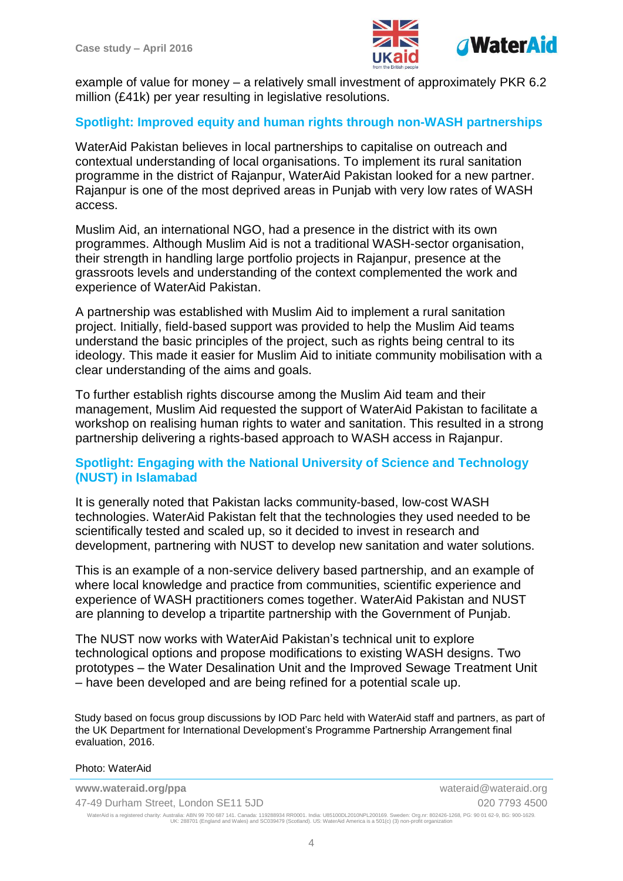example of value for money – a relatively small investment of approximately PKR 6.2 million (£41k) per year resulting in legislative resolutions.

## Spotlight: Improved equity and human rights through non-WASH partnerships

WaterAid Pakistan believes in local partnerships to capitalise on outreach and contextual understanding of local organisations. To implement its rural sanitation programme in the district of Rajanpur, WaterAid Pakistan looked for a new partner. Rajanpur is one of the most deprived areas in Punjab with very low rates of WASH access.

Muslim Aid, an international NGO, had a presence in the district with its own programmes. Although Muslim Aid is not a traditional WASH-sector organisation, their strength in handling large portfolio projects in Rajanpur, presence at the grassroots levels and understanding of the context complemented the work and experience of WaterAid Pakistan.

A partnership was established with Muslim Aid to implement a rural sanitation project. Initially, field-based support was provided to help the Muslim Aid teams understand the basic principles of the project, such as rights being central to its ideology. This made it easier for Muslim Aid to initiate community mobilisation with a clear understanding of the aims and goals.

To further establish rights discourse among the Muslim Aid team and their management, Muslim Aid requested the support of WaterAid Pakistan to facilitate a workshop on realising human rights to water and sanitation. This resulted in a strong partnership delivering a rights-based approach to WASH access in Rajanpur.

## Spotlight: Engaging with the National University of Science and Technology (NUST) in Islamabad

It is generally noted that Pakistan lacks community-based, low-cost WASH technologies. WaterAid Pakistan felt that the technologies they used needed to be scientifically tested and scaled up, so it decided to invest in research and development, partnering with NUST to develop new sanitation and water solutions.

This is an example of a non-service delivery based partnership, and an example of where local knowledge and practice from communities, scientific experience and experience of WASH practitioners comes together. WaterAid Pakistan and NUST are planning to develop a tripartite partnership with the Government of Punjab.

The NUST now works with WaterAid Pakistan's technical unit to explore technological options and propose modifications to existing WASH designs. Two prototypes – the Water Desalination Unit and the Improved Sewage Treatment Unit – have been developed and are being refined for a potential scale up.

Study based on focus group discussions by IOD Parc held with WaterAid staff and partners, as part of the UK Department for International Development's Programme Partnership Arrangement final evaluation, 2016.

Photo: WaterAid

**www.wateraid.org/ppa** wateraid@wateraid.org

47-49 Durham Street, London SE11 5JD 020 7793 4500

WaterAid is a registered charity: Australia: ABN 99 700 687 141. Canada: 119288934 RR0001. India: U85100DL2010NPL200169. Sweden: Org.nr: 802426-1268, PG: 90 01 62-9, BG: 900-1629. UK: 288701 (England and Wales) and SC039479 (Scotland). US: WaterAid America is a 501(c) (3) non-profit organization